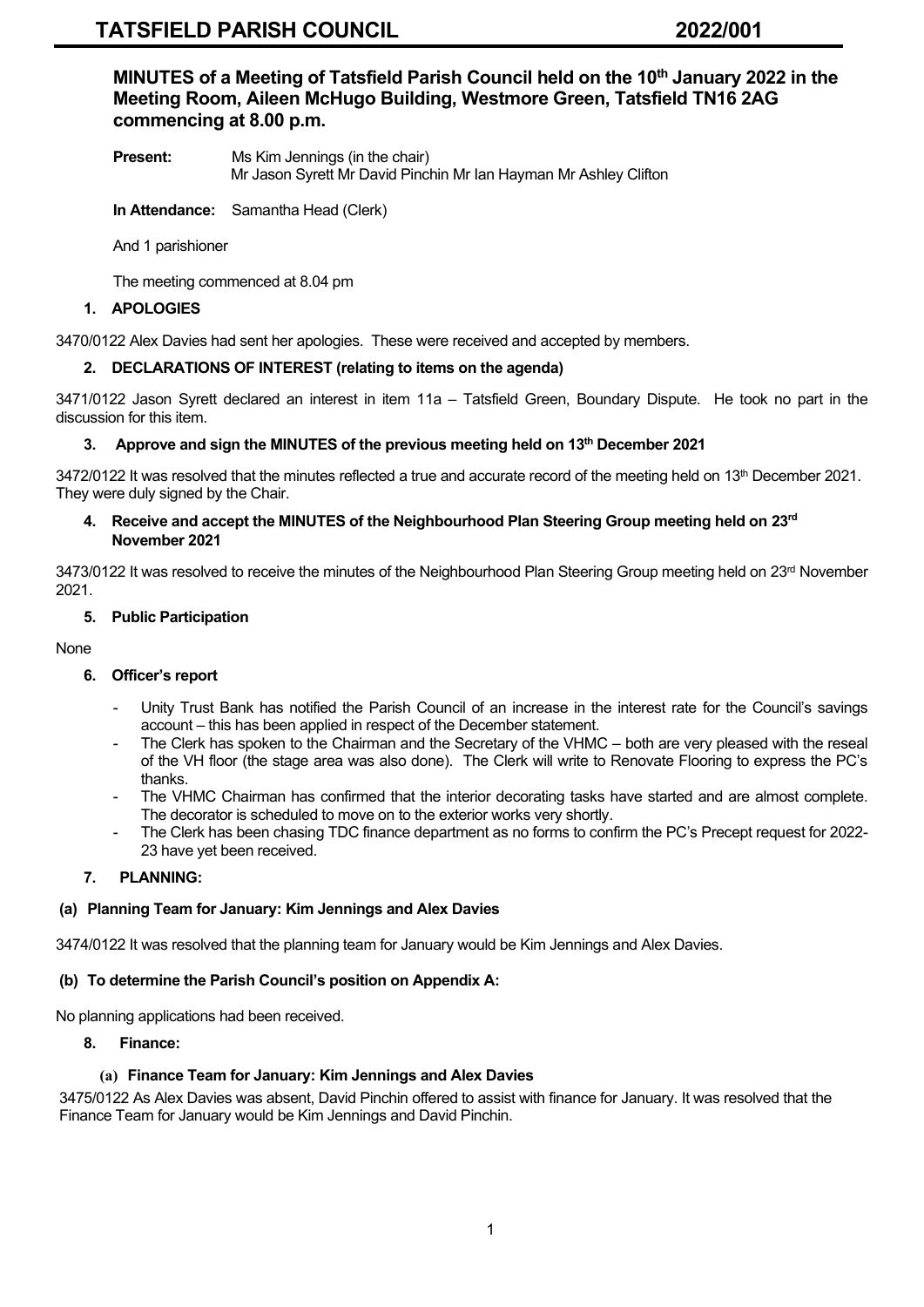**MINUTES of a Meeting of Tatsfield Parish Council held on the 10th January 2022 in the Meeting Room, Aileen McHugo Building, Westmore Green, Tatsfield TN16 2AG commencing at 8.00 p.m.**

**Present:** Ms Kim Jennings (in the chair)
Mr Jason Syrett Mr David Pinchin Mr Ian Hayman Mr Ashley Clifton

**In Attendance:** Samantha Head (Clerk)

And 1 parishioner

The meeting commenced at 8.04 pm

## 1. APOLOGIES

3470/0122 Alex Davies had sent her apologies. These were received and accepted by members.

## 2. DECLARATIONS OF INTEREST (relating to items on the agenda)

3471/0122 Jason Syrett declared an interest in item 11a – Tatsfield Green, Boundary Dispute. He took no part in the discussion for this item.

## 3. Approve and sign the MINUTES of the previous meeting held on 13th December 2021

3472/0122 It was resolved that the minutes reflected a true and accurate record of the meeting held on 13th December 2021. They were duly signed by the Chair.

## 4. Receive and accept the MINUTES of the Neighbourhood Plan Steering Group meeting held on 23rd November 2021

3473/0122 It was resolved to receive the minutes of the Neighbourhood Plan Steering Group meeting held on 23rd November 2021.

## 5. Public Participation

None

## 6. Officer's report

- Unity Trust Bank has notified the Parish Council of an increase in the interest rate for the Council's savings account – this has been applied in respect of the December statement.
- The Clerk has spoken to the Chairman and the Secretary of the VHMC – both are very pleased with the reseal of the VH floor (the stage area was also done). The Clerk will write to Renovate Flooring to express the PC's thanks.
- The VHMC Chairman has confirmed that the interior decorating tasks have started and are almost complete. The decorator is scheduled to move on to the exterior works very shortly.
- The Clerk has been chasing TDC finance department as no forms to confirm the PC's Precept request for 2022-23 have yet been received.

## 7. PLANNING:

### (a) Planning Team for January: Kim Jennings and Alex Davies

3474/0122 It was resolved that the planning team for January would be Kim Jennings and Alex Davies.

### (b) To determine the Parish Council's position on Appendix A:

No planning applications had been received.

## 8. Finance:

### (a) Finance Team for January: Kim Jennings and Alex Davies

3475/0122 As Alex Davies was absent, David Pinchin offered to assist with finance for January. It was resolved that the Finance Team for January would be Kim Jennings and David Pinchin.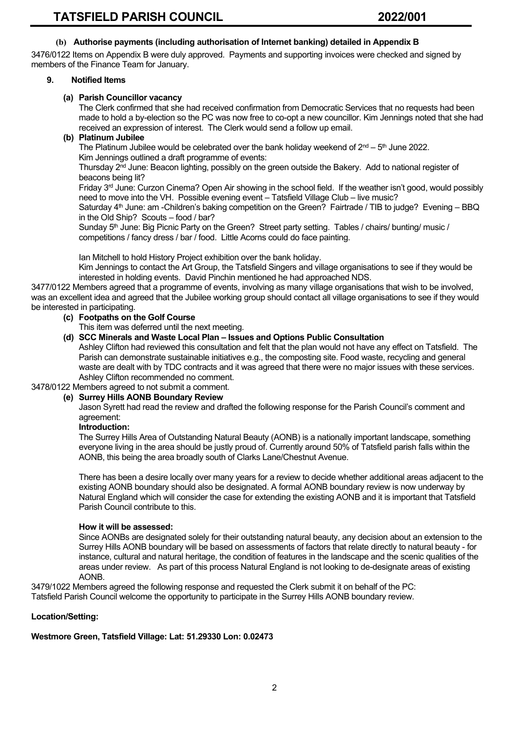**(b) Authorise payments (including authorisation of Internet banking) detailed in Appendix B**

3476/0122 Items on Appendix B were duly approved. Payments and supporting invoices were checked and signed by members of the Finance Team for January.

**9. Notified Items**

**(a) Parish Councillor vacancy**

The Clerk confirmed that she had received confirmation from Democratic Services that no requests had been made to hold a by-election so the PC was now free to co-opt a new councillor. Kim Jennings noted that she had received an expression of interest. The Clerk would send a follow up email.

**(b) Platinum Jubilee**

The Platinum Jubilee would be celebrated over the bank holiday weekend of 2nd – 5th June 2022.
Kim Jennings outlined a draft programme of events:
Thursday 2nd June: Beacon lighting, possibly on the green outside the Bakery. Add to national register of beacons being lit?
Friday 3rd June: Curzon Cinema? Open Air showing in the school field. If the weather isn't good, would possibly need to move into the VH. Possible evening event – Tatsfield Village Club – live music?
Saturday 4th June: am -Children's baking competition on the Green? Fairtrade / TIB to judge? Evening – BBQ in the Old Ship? Scouts – food / bar?
Sunday 5th June: Big Picnic Party on the Green? Street party setting. Tables / chairs/ bunting/ music / competitions / fancy dress / bar / food. Little Acorns could do face painting.

Ian Mitchell to hold History Project exhibition over the bank holiday.
Kim Jennings to contact the Art Group, the Tatsfield Singers and village organisations to see if they would be interested in holding events. David Pinchin mentioned he had approached NDS.

3477/0122 Members agreed that a programme of events, involving as many village organisations that wish to be involved, was an excellent idea and agreed that the Jubilee working group should contact all village organisations to see if they would be interested in participating.

**(c) Footpaths on the Golf Course**

This item was deferred until the next meeting.

**(d) SCC Minerals and Waste Local Plan – Issues and Options Public Consultation**

Ashley Clifton had reviewed this consultation and felt that the plan would not have any effect on Tatsfield. The Parish can demonstrate sustainable initiatives e.g., the composting site. Food waste, recycling and general waste are dealt with by TDC contracts and it was agreed that there were no major issues with these services. Ashley Clifton recommended no comment.

3478/0122 Members agreed to not submit a comment.

**(e) Surrey Hills AONB Boundary Review**

Jason Syrett had read the review and drafted the following response for the Parish Council's comment and agreement:

**Introduction:**

The Surrey Hills Area of Outstanding Natural Beauty (AONB) is a nationally important landscape, something everyone living in the area should be justly proud of. Currently around 50% of Tatsfield parish falls within the AONB, this being the area broadly south of Clarks Lane/Chestnut Avenue.

There has been a desire locally over many years for a review to decide whether additional areas adjacent to the existing AONB boundary should also be designated. A formal AONB boundary review is now underway by Natural England which will consider the case for extending the existing AONB and it is important that Tatsfield Parish Council contribute to this.

**How it will be assessed:**

Since AONBs are designated solely for their outstanding natural beauty, any decision about an extension to the Surrey Hills AONB boundary will be based on assessments of factors that relate directly to natural beauty - for instance, cultural and natural heritage, the condition of features in the landscape and the scenic qualities of the areas under review. As part of this process Natural England is not looking to de-designate areas of existing AONB.

3479/1022 Members agreed the following response and requested the Clerk submit it on behalf of the PC:
Tatsfield Parish Council welcome the opportunity to participate in the Surrey Hills AONB boundary review.

**Location/Setting:**

**Westmore Green, Tatsfield Village: Lat: 51.29330 Lon: 0.02473**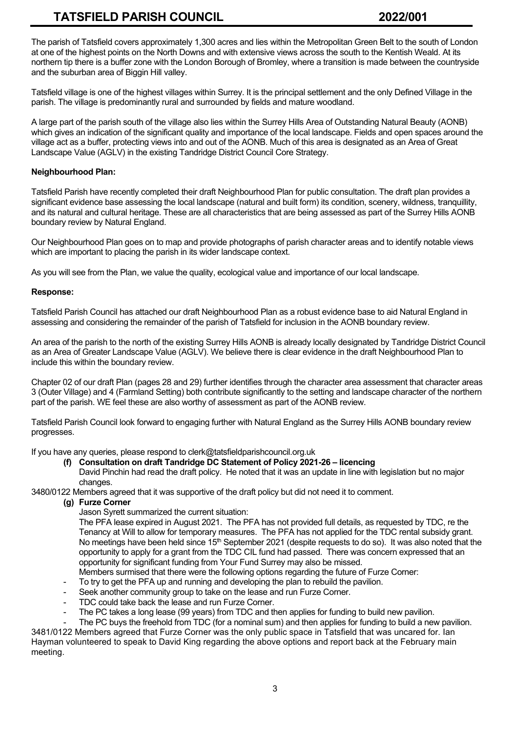The parish of Tatsfield covers approximately 1,300 acres and lies within the Metropolitan Green Belt to the south of London at one of the highest points on the North Downs and with extensive views across the south to the Kentish Weald. At its northern tip there is a buffer zone with the London Borough of Bromley, where a transition is made between the countryside and the suburban area of Biggin Hill valley.

Tatsfield village is one of the highest villages within Surrey. It is the principal settlement and the only Defined Village in the parish. The village is predominantly rural and surrounded by fields and mature woodland.

A large part of the parish south of the village also lies within the Surrey Hills Area of Outstanding Natural Beauty (AONB) which gives an indication of the significant quality and importance of the local landscape. Fields and open spaces around the village act as a buffer, protecting views into and out of the AONB. Much of this area is designated as an Area of Great Landscape Value (AGLV) in the existing Tandridge District Council Core Strategy.

**Neighbourhood Plan:**

Tatsfield Parish have recently completed their draft Neighbourhood Plan for public consultation. The draft plan provides a significant evidence base assessing the local landscape (natural and built form) its condition, scenery, wildness, tranquillity, and its natural and cultural heritage. These are all characteristics that are being assessed as part of the Surrey Hills AONB boundary review by Natural England.

Our Neighbourhood Plan goes on to map and provide photographs of parish character areas and to identify notable views which are important to placing the parish in its wider landscape context.

As you will see from the Plan, we value the quality, ecological value and importance of our local landscape.

**Response:**

Tatsfield Parish Council has attached our draft Neighbourhood Plan as a robust evidence base to aid Natural England in assessing and considering the remainder of the parish of Tatsfield for inclusion in the AONB boundary review.

An area of the parish to the north of the existing Surrey Hills AONB is already locally designated by Tandridge District Council as an Area of Greater Landscape Value (AGLV). We believe there is clear evidence in the draft Neighbourhood Plan to include this within the boundary review.

Chapter 02 of our draft Plan (pages 28 and 29) further identifies through the character area assessment that character areas 3 (Outer Village) and 4 (Farmland Setting) both contribute significantly to the setting and landscape character of the northern part of the parish. WE feel these are also worthy of assessment as part of the AONB review.

Tatsfield Parish Council look forward to engaging further with Natural England as the Surrey Hills AONB boundary review progresses.

If you have any queries, please respond to clerk@tatsfieldparishcouncil.org.uk

**(f) Consultation on draft Tandridge DC Statement of Policy 2021-26 – licencing**

David Pinchin had read the draft policy. He noted that it was an update in line with legislation but no major changes.

3480/0122 Members agreed that it was supportive of the draft policy but did not need it to comment.

**(g) Furze Corner**

Jason Syrett summarized the current situation:

The PFA lease expired in August 2021. The PFA has not provided full details, as requested by TDC, re the Tenancy at Will to allow for temporary measures. The PFA has not applied for the TDC rental subsidy grant. No meetings have been held since 15th September 2021 (despite requests to do so). It was also noted that the opportunity to apply for a grant from the TDC CIL fund had passed. There was concern expressed that an opportunity for significant funding from Your Fund Surrey may also be missed.

Members surmised that there were the following options regarding the future of Furze Corner:

- To try to get the PFA up and running and developing the plan to rebuild the pavilion.
- Seek another community group to take on the lease and run Furze Corner.
- TDC could take back the lease and run Furze Corner.
- The PC takes a long lease (99 years) from TDC and then applies for funding to build new pavilion.
- The PC buys the freehold from TDC (for a nominal sum) and then applies for funding to build a new pavilion.

3481/0122 Members agreed that Furze Corner was the only public space in Tatsfield that was uncared for. Ian Hayman volunteered to speak to David King regarding the above options and report back at the February main meeting.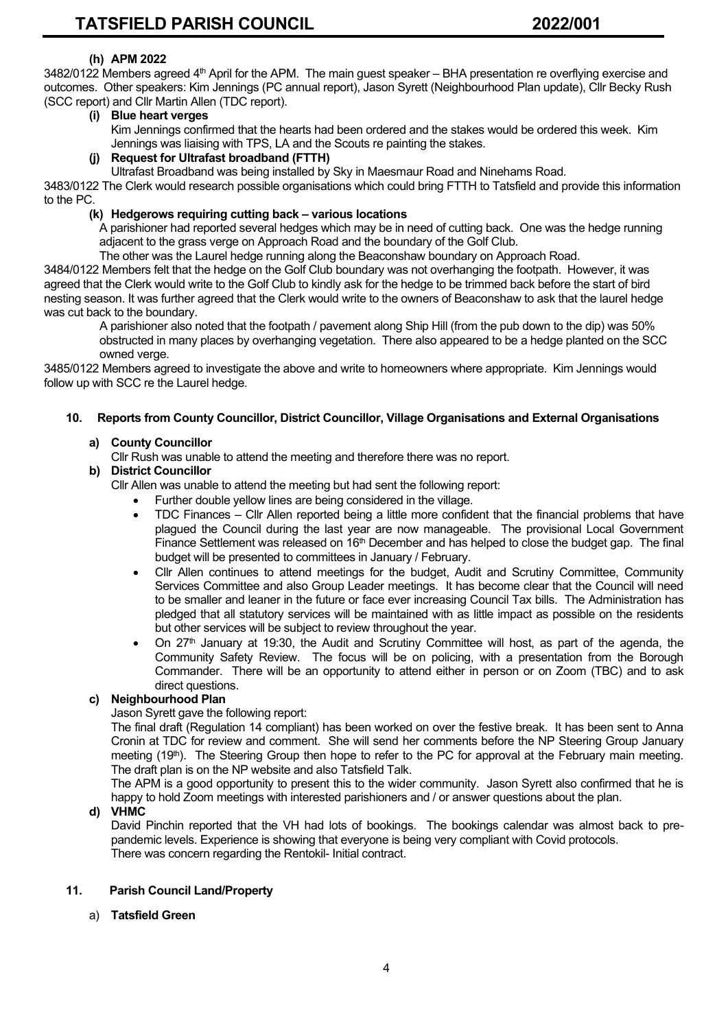**(h) APM 2022**

3482/0122 Members agreed 4th April for the APM. The main guest speaker – BHA presentation re overflying exercise and outcomes. Other speakers: Kim Jennings (PC annual report), Jason Syrett (Neighbourhood Plan update), Cllr Becky Rush (SCC report) and Cllr Martin Allen (TDC report).

**(i) Blue heart verges**

Kim Jennings confirmed that the hearts had been ordered and the stakes would be ordered this week. Kim Jennings was liaising with TPS, LA and the Scouts re painting the stakes.

**(j) Request for Ultrafast broadband (FTTH)**

Ultrafast Broadband was being installed by Sky in Maesmaur Road and Ninehams Road.

3483/0122 The Clerk would research possible organisations which could bring FTTH to Tatsfield and provide this information to the PC.

**(k) Hedgerows requiring cutting back – various locations**

A parishioner had reported several hedges which may be in need of cutting back. One was the hedge running adjacent to the grass verge on Approach Road and the boundary of the Golf Club.

The other was the Laurel hedge running along the Beaconshaw boundary on Approach Road.

3484/0122 Members felt that the hedge on the Golf Club boundary was not overhanging the footpath. However, it was agreed that the Clerk would write to the Golf Club to kindly ask for the hedge to be trimmed back before the start of bird nesting season. It was further agreed that the Clerk would write to the owners of Beaconshaw to ask that the laurel hedge was cut back to the boundary.

A parishioner also noted that the footpath / pavement along Ship Hill (from the pub down to the dip) was 50% obstructed in many places by overhanging vegetation. There also appeared to be a hedge planted on the SCC owned verge.

3485/0122 Members agreed to investigate the above and write to homeowners where appropriate. Kim Jennings would follow up with SCC re the Laurel hedge.

## 10. Reports from County Councillor, District Councillor, Village Organisations and External Organisations

**a) County Councillor**

Cllr Rush was unable to attend the meeting and therefore there was no report.

**b) District Councillor**

Cllr Allen was unable to attend the meeting but had sent the following report:

- Further double yellow lines are being considered in the village.
- TDC Finances – Cllr Allen reported being a little more confident that the financial problems that have plagued the Council during the last year are now manageable. The provisional Local Government Finance Settlement was released on 16th December and has helped to close the budget gap. The final budget will be presented to committees in January / February.
- Cllr Allen continues to attend meetings for the budget, Audit and Scrutiny Committee, Community Services Committee and also Group Leader meetings. It has become clear that the Council will need to be smaller and leaner in the future or face ever increasing Council Tax bills. The Administration has pledged that all statutory services will be maintained with as little impact as possible on the residents but other services will be subject to review throughout the year.
- On 27th January at 19:30, the Audit and Scrutiny Committee will host, as part of the agenda, the Community Safety Review. The focus will be on policing, with a presentation from the Borough Commander. There will be an opportunity to attend either in person or on Zoom (TBC) and to ask direct questions.

**c) Neighbourhood Plan**

Jason Syrett gave the following report:

The final draft (Regulation 14 compliant) has been worked on over the festive break. It has been sent to Anna Cronin at TDC for review and comment. She will send her comments before the NP Steering Group January meeting (19th). The Steering Group then hope to refer to the PC for approval at the February main meeting. The draft plan is on the NP website and also Tatsfield Talk.

The APM is a good opportunity to present this to the wider community. Jason Syrett also confirmed that he is happy to hold Zoom meetings with interested parishioners and / or answer questions about the plan.

**d) VHMC**

David Pinchin reported that the VH had lots of bookings. The bookings calendar was almost back to pre-pandemic levels. Experience is showing that everyone is being very compliant with Covid protocols.

There was concern regarding the Rentokil- Initial contract.

## 11. Parish Council Land/Property

a) **Tatsfield Green**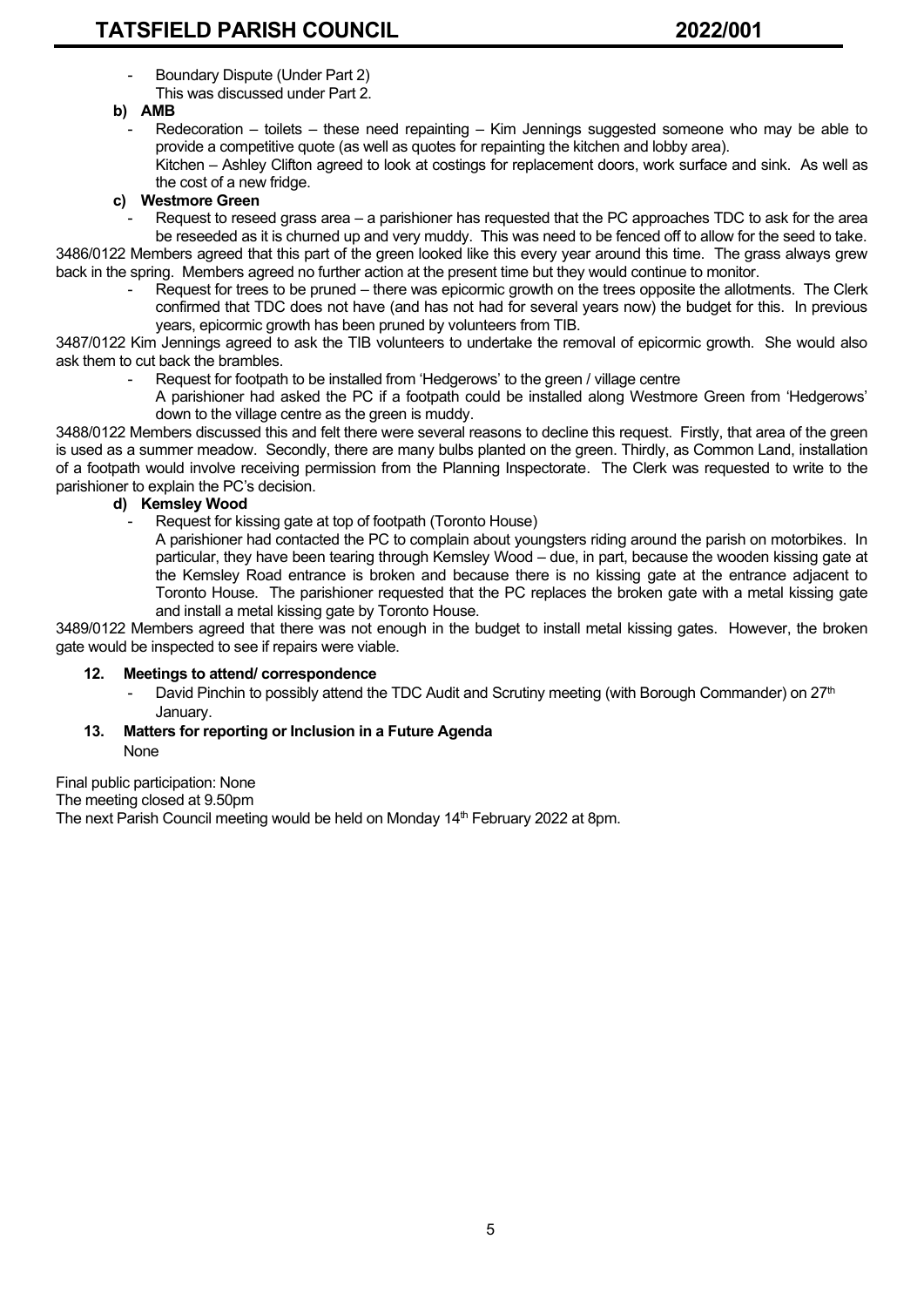- Boundary Dispute (Under Part 2)
  This was discussed under Part 2.

**b) AMB**

- Redecoration – toilets – these need repainting – Kim Jennings suggested someone who may be able to provide a competitive quote (as well as quotes for repainting the kitchen and lobby area).
  Kitchen – Ashley Clifton agreed to look at costings for replacement doors, work surface and sink. As well as the cost of a new fridge.

**c) Westmore Green**

- Request to reseed grass area – a parishioner has requested that the PC approaches TDC to ask for the area be reseeded as it is churned up and very muddy. This was need to be fenced off to allow for the seed to take.

3486/0122 Members agreed that this part of the green looked like this every year around this time. The grass always grew back in the spring. Members agreed no further action at the present time but they would continue to monitor.

- Request for trees to be pruned – there was epicormic growth on the trees opposite the allotments. The Clerk confirmed that TDC does not have (and has not had for several years now) the budget for this. In previous years, epicormic growth has been pruned by volunteers from TIB.

3487/0122 Kim Jennings agreed to ask the TIB volunteers to undertake the removal of epicormic growth. She would also ask them to cut back the brambles.

- Request for footpath to be installed from 'Hedgerows' to the green / village centre
  A parishioner had asked the PC if a footpath could be installed along Westmore Green from 'Hedgerows' down to the village centre as the green is muddy.

3488/0122 Members discussed this and felt there were several reasons to decline this request. Firstly, that area of the green is used as a summer meadow. Secondly, there are many bulbs planted on the green. Thirdly, as Common Land, installation of a footpath would involve receiving permission from the Planning Inspectorate. The Clerk was requested to write to the parishioner to explain the PC's decision.

**d) Kemsley Wood**

- Request for kissing gate at top of footpath (Toronto House)
  A parishioner had contacted the PC to complain about youngsters riding around the parish on motorbikes. In particular, they have been tearing through Kemsley Wood – due, in part, because the wooden kissing gate at the Kemsley Road entrance is broken and because there is no kissing gate at the entrance adjacent to Toronto House. The parishioner requested that the PC replaces the broken gate with a metal kissing gate and install a metal kissing gate by Toronto House.

3489/0122 Members agreed that there was not enough in the budget to install metal kissing gates. However, the broken gate would be inspected to see if repairs were viable.

**12. Meetings to attend/ correspondence**

- David Pinchin to possibly attend the TDC Audit and Scrutiny meeting (with Borough Commander) on 27th January.

**13. Matters for reporting or Inclusion in a Future Agenda**

None

Final public participation: None
The meeting closed at 9.50pm
The next Parish Council meeting would be held on Monday 14th February 2022 at 8pm.